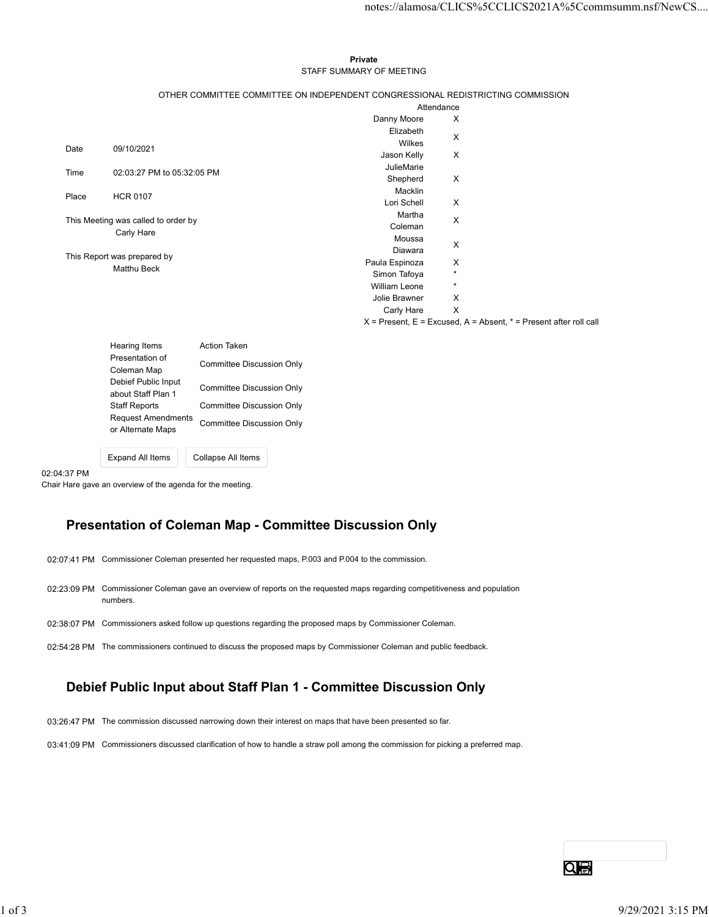**Private**

STAFF SUMMARY OF MEETING

OTHER COMMITTEE COMMITTEE ON INDEPENDENT CONGRESSIONAL REDISTRICTING COMMISSION

| | |
|---|---|
| Date | 09/10/2021 |
| Time | 02:03:27 PM to 05:32:05 PM |
| Place | HCR 0107 |

This Meeting was called to order by
Carly Hare

This Report was prepared by
Matthu Beck

| | Attendance |
|---|---|
| Danny Moore | X |
| Elizabeth Wilkes | X |
| Jason Kelly | X |
| JulieMarie Shepherd Macklin | X |
| Lori Schell | X |
| Martha Coleman | X |
| Moussa Diawara | X |
| Paula Espinoza | X |
| Simon Tafoya | * |
| William Leone | * |
| Jolie Brawner | X |
| Carly Hare | X |

X = Present, E = Excused, A = Absent, * = Present after roll call

| Hearing Items | Action Taken |
|---|---|
| Presentation of Coleman Map | Committee Discussion Only |
| Debief Public Input about Staff Plan 1 | Committee Discussion Only |
| Staff Reports | Committee Discussion Only |
| Request Amendments or Alternate Maps | Committee Discussion Only |

02:04:37 PM
Chair Hare gave an overview of the agenda for the meeting.

## Presentation of Coleman Map - Committee Discussion Only

02:07:41 PM Commissioner Coleman presented her requested maps, P.003 and P.004 to the commission.

02:23:09 PM Commissioner Coleman gave an overview of reports on the requested maps regarding competitiveness and population numbers.

02:38:07 PM Commissioners asked follow up questions regarding the proposed maps by Commissioner Coleman.

02:54:28 PM The commissioners continued to discuss the proposed maps by Commissioner Coleman and public feedback.

## Debief Public Input about Staff Plan 1 - Committee Discussion Only

03:26:47 PM The commission discussed narrowing down their interest on maps that have been presented so far.

03:41:09 PM Commissioners discussed clarification of how to handle a straw poll among the commission for picking a preferred map.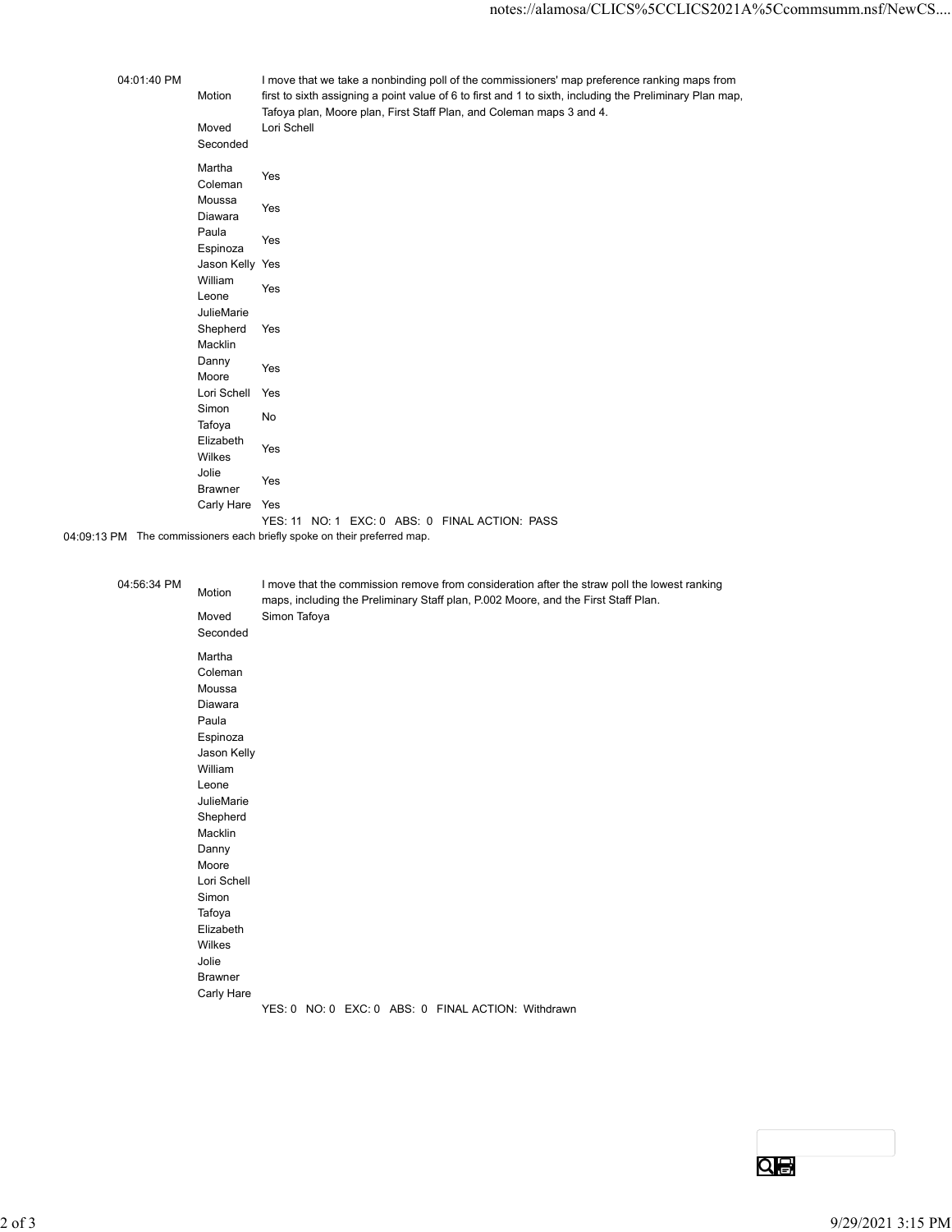| | | |
|---|---|---|
| 04:01:40 PM | Motion | I move that we take a nonbinding poll of the commissioners' map preference ranking maps from first to sixth assigning a point value of 6 to first and 1 to sixth, including the Preliminary Plan map, Tafoya plan, Moore plan, First Staff Plan, and Coleman maps 3 and 4. |
| | Moved | Lori Schell |
| | Seconded | |
| | Martha Coleman | Yes |
| | Moussa Diawara | Yes |
| | Paula Espinoza | Yes |
| | Jason Kelly | Yes |
| | William Leone | Yes |
| | JulieMarie Shepherd Macklin | Yes |
| | Danny Moore | Yes |
| | Lori Schell | Yes |
| | Simon Tafoya | No |
| | Elizabeth Wilkes | Yes |
| | Jolie Brawner | Yes |
| | Carly Hare | Yes |
| | | YES: 11 NO: 1 EXC: 0 ABS: 0 FINAL ACTION: PASS |

04:09:13 PM The commissioners each briefly spoke on their preferred map.

| | | |
|---|---|---|
| 04:56:34 PM | Motion | I move that the commission remove from consideration after the straw poll the lowest ranking maps, including the Preliminary Staff plan, P.002 Moore, and the First Staff Plan. |
| | Moved | Simon Tafoya |
| | Seconded | |
| | Martha Coleman | |
| | Moussa Diawara | |
| | Paula Espinoza | |
| | Jason Kelly | |
| | William Leone | |
| | JulieMarie Shepherd Macklin | |
| | Danny Moore | |
| | Lori Schell | |
| | Simon Tafoya | |
| | Elizabeth Wilkes | |
| | Jolie Brawner | |
| | Carly Hare | |
| | | YES: 0 NO: 0 EXC: 0 ABS: 0 FINAL ACTION: Withdrawn |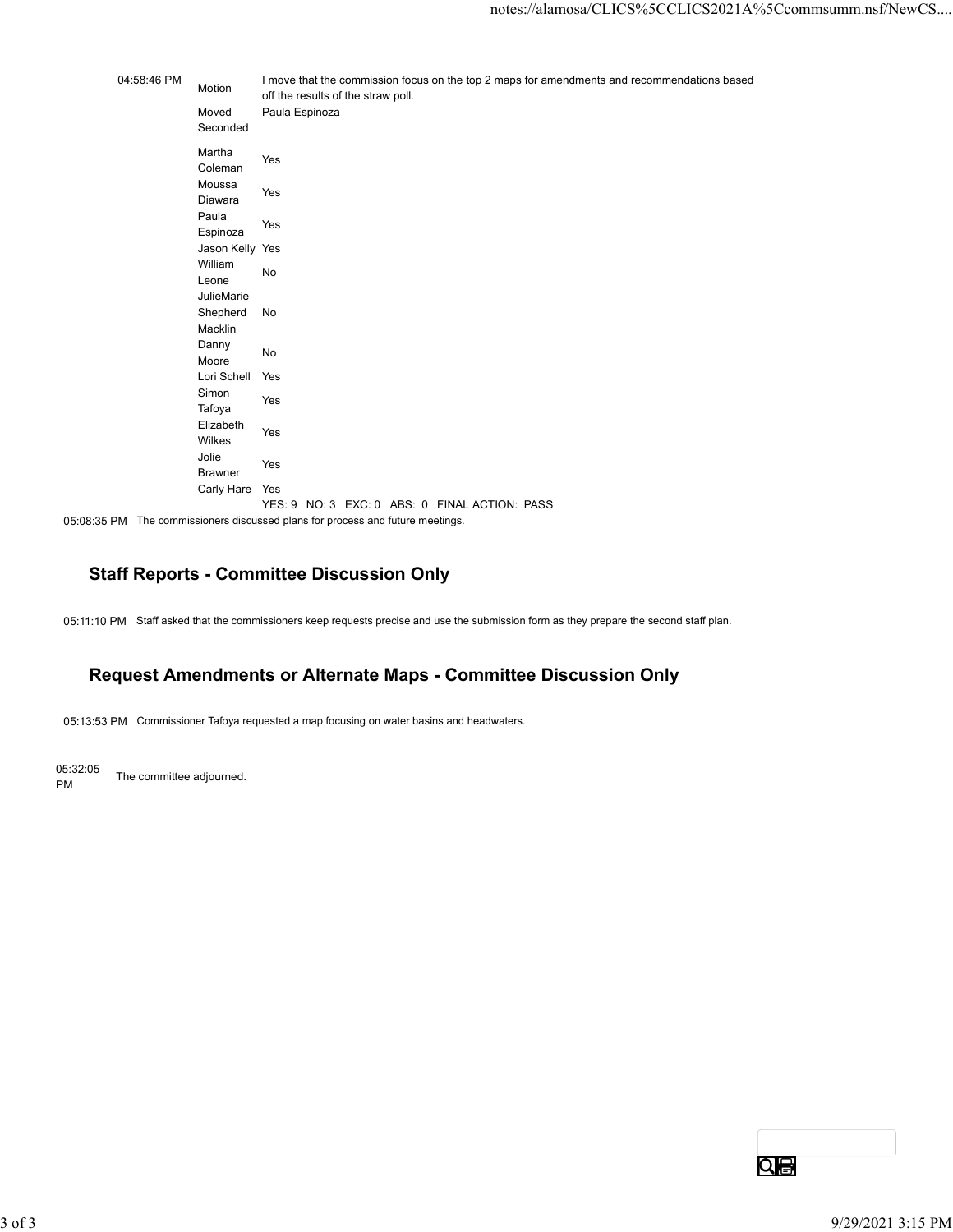| | | |
|---|---|---|
| 04:58:46 PM | Motion | I move that the commission focus on the top 2 maps for amendments and recommendations based off the results of the straw poll. |
| | Moved | Paula Espinoza |
| | Seconded | |
| | Martha Coleman | Yes |
| | Moussa Diawara | Yes |
| | Paula Espinoza | Yes |
| | Jason Kelly | Yes |
| | William Leone | No |
| | JulieMarie Shepherd Macklin | No |
| | Danny Moore | No |
| | Lori Schell | Yes |
| | Simon Tafoya | Yes |
| | Elizabeth Wilkes | Yes |
| | Jolie Brawner | Yes |
| | Carly Hare | Yes |
| | | YES: 9 NO: 3 EXC: 0 ABS: 0 FINAL ACTION: PASS |

05:08:35 PM The commissioners discussed plans for process and future meetings.

## Staff Reports - Committee Discussion Only

05:11:10 PM Staff asked that the commissioners keep requests precise and use the submission form as they prepare the second staff plan.

## Request Amendments or Alternate Maps - Committee Discussion Only

05:13:53 PM Commissioner Tafoya requested a map focusing on water basins and headwaters.

05:32:05 PM The committee adjourned.